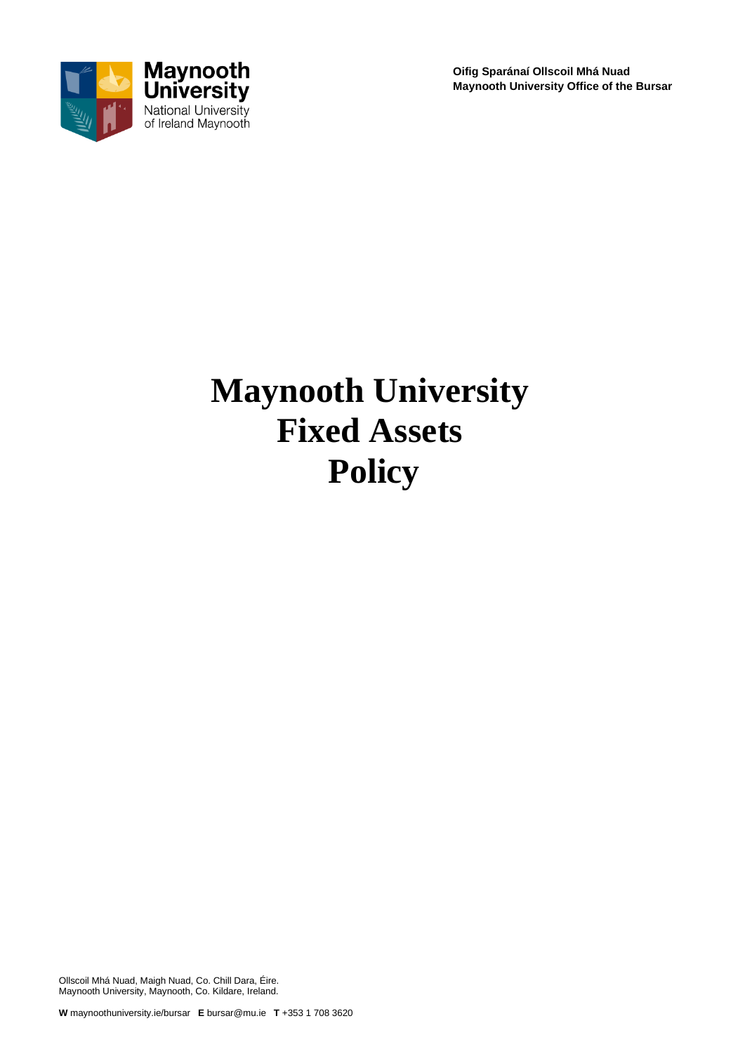Maynooth University
National University of Ireland Maynooth

**Oifig Sparánaí Ollscoil Mhá Nuad**
**Maynooth University Office of the Bursar**

# Maynooth University Fixed Assets Policy

Ollscoil Mhá Nuad, Maigh Nuad, Co. Chill Dara, Éire.
Maynooth University, Maynooth, Co. Kildare, Ireland.

**W** maynoothuniversity.ie/bursar **E** bursar@mu.ie **T** +353 1 708 3620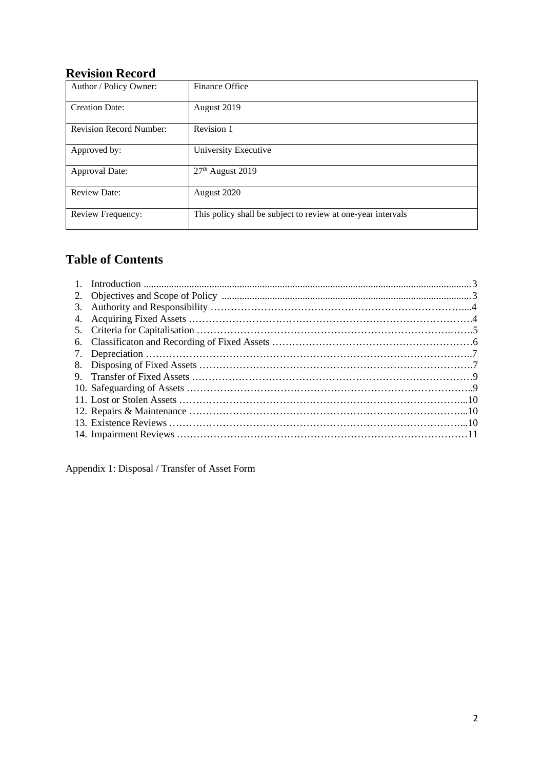## Revision Record

| Author / Policy Owner: | Finance Office |
|---|---|
| Creation Date: | August 2019 |
| Revision Record Number: | Revision 1 |
| Approved by: | University Executive |
| Approval Date: | 27th August 2019 |
| Review Date: | August 2020 |
| Review Frequency: | This policy shall be subject to review at one-year intervals |

## Table of Contents

1. Introduction .......................................................................................................3
2. Objectives and Scope of Policy ..........................................................................3
3. Authority and Responsibility ..............................................................................4
4. Acquiring Fixed Assets ......................................................................................4
5. Criteria for Capitalisation ..................................................................................5
6. Classificaton and Recording of Fixed Assets ......................................................6
7. Depreciation .....................................................................................................7
8. Disposing of Fixed Assets ..................................................................................7
9. Transfer of Fixed Assets ....................................................................................9
10. Safeguarding of Assets .....................................................................................9
11. Lost or Stolen Assets .......................................................................................10
12. Repairs & Maintenance ...................................................................................10
13. Existence Reviews ...........................................................................................10
14. Impairment Reviews .......................................................................................11

Appendix 1: Disposal / Transfer of Asset Form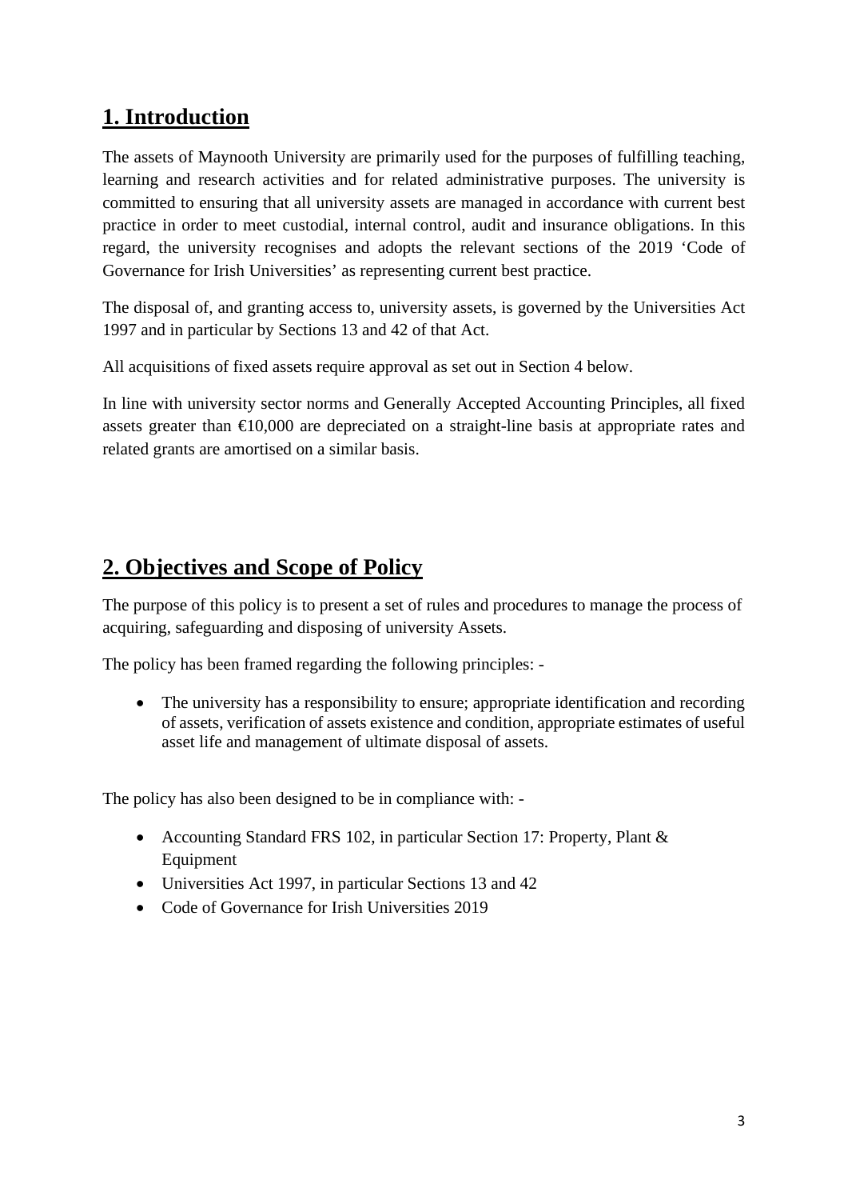## 1. Introduction

The assets of Maynooth University are primarily used for the purposes of fulfilling teaching, learning and research activities and for related administrative purposes. The university is committed to ensuring that all university assets are managed in accordance with current best practice in order to meet custodial, internal control, audit and insurance obligations. In this regard, the university recognises and adopts the relevant sections of the 2019 'Code of Governance for Irish Universities' as representing current best practice.

The disposal of, and granting access to, university assets, is governed by the Universities Act 1997 and in particular by Sections 13 and 42 of that Act.

All acquisitions of fixed assets require approval as set out in Section 4 below.

In line with university sector norms and Generally Accepted Accounting Principles, all fixed assets greater than €10,000 are depreciated on a straight-line basis at appropriate rates and related grants are amortised on a similar basis.

## 2. Objectives and Scope of Policy

The purpose of this policy is to present a set of rules and procedures to manage the process of acquiring, safeguarding and disposing of university Assets.

The policy has been framed regarding the following principles: -

- The university has a responsibility to ensure; appropriate identification and recording of assets, verification of assets existence and condition, appropriate estimates of useful asset life and management of ultimate disposal of assets.

The policy has also been designed to be in compliance with: -

- Accounting Standard FRS 102, in particular Section 17: Property, Plant & Equipment
- Universities Act 1997, in particular Sections 13 and 42
- Code of Governance for Irish Universities 2019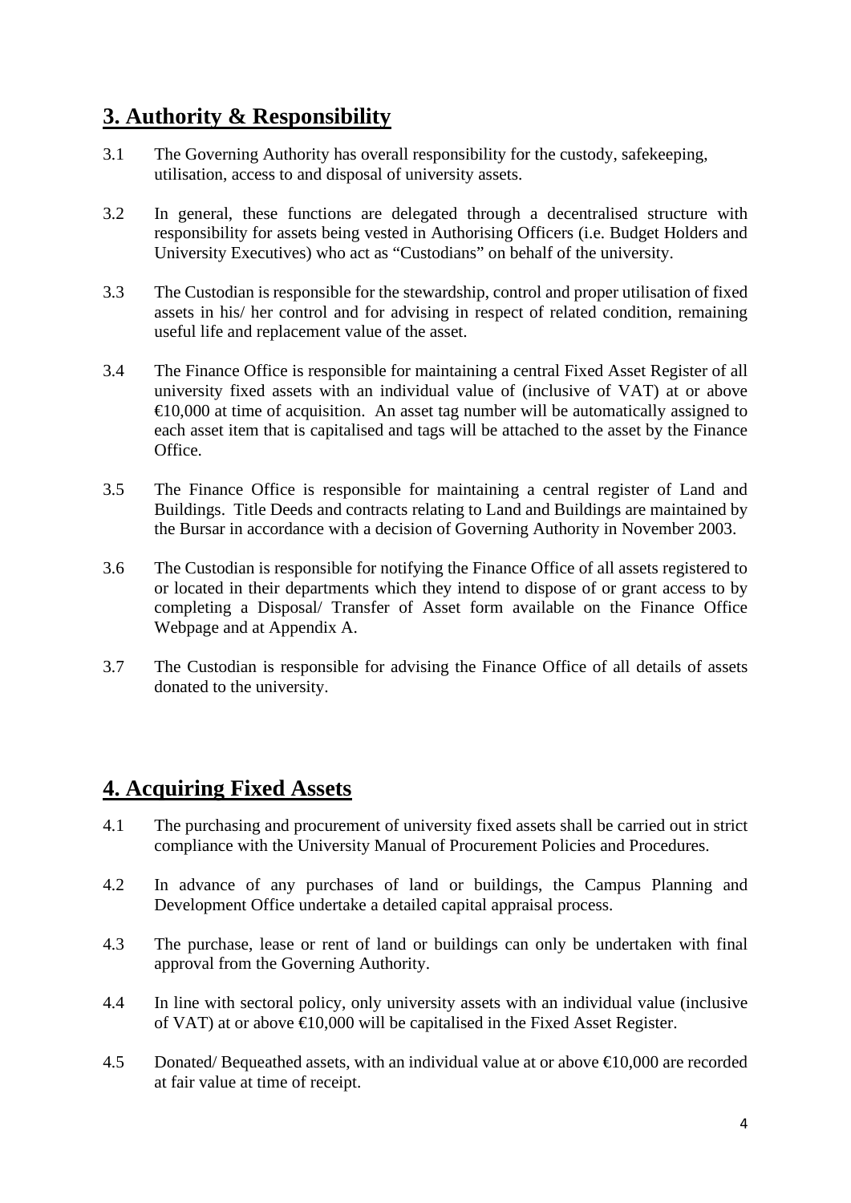## 3. Authority & Responsibility

3.1 The Governing Authority has overall responsibility for the custody, safekeeping, utilisation, access to and disposal of university assets.

3.2 In general, these functions are delegated through a decentralised structure with responsibility for assets being vested in Authorising Officers (i.e. Budget Holders and University Executives) who act as "Custodians" on behalf of the university.

3.3 The Custodian is responsible for the stewardship, control and proper utilisation of fixed assets in his/ her control and for advising in respect of related condition, remaining useful life and replacement value of the asset.

3.4 The Finance Office is responsible for maintaining a central Fixed Asset Register of all university fixed assets with an individual value of (inclusive of VAT) at or above €10,000 at time of acquisition. An asset tag number will be automatically assigned to each asset item that is capitalised and tags will be attached to the asset by the Finance Office.

3.5 The Finance Office is responsible for maintaining a central register of Land and Buildings. Title Deeds and contracts relating to Land and Buildings are maintained by the Bursar in accordance with a decision of Governing Authority in November 2003.

3.6 The Custodian is responsible for notifying the Finance Office of all assets registered to or located in their departments which they intend to dispose of or grant access to by completing a Disposal/ Transfer of Asset form available on the Finance Office Webpage and at Appendix A.

3.7 The Custodian is responsible for advising the Finance Office of all details of assets donated to the university.

## 4. Acquiring Fixed Assets

4.1 The purchasing and procurement of university fixed assets shall be carried out in strict compliance with the University Manual of Procurement Policies and Procedures.

4.2 In advance of any purchases of land or buildings, the Campus Planning and Development Office undertake a detailed capital appraisal process.

4.3 The purchase, lease or rent of land or buildings can only be undertaken with final approval from the Governing Authority.

4.4 In line with sectoral policy, only university assets with an individual value (inclusive of VAT) at or above €10,000 will be capitalised in the Fixed Asset Register.

4.5 Donated/ Bequeathed assets, with an individual value at or above €10,000 are recorded at fair value at time of receipt.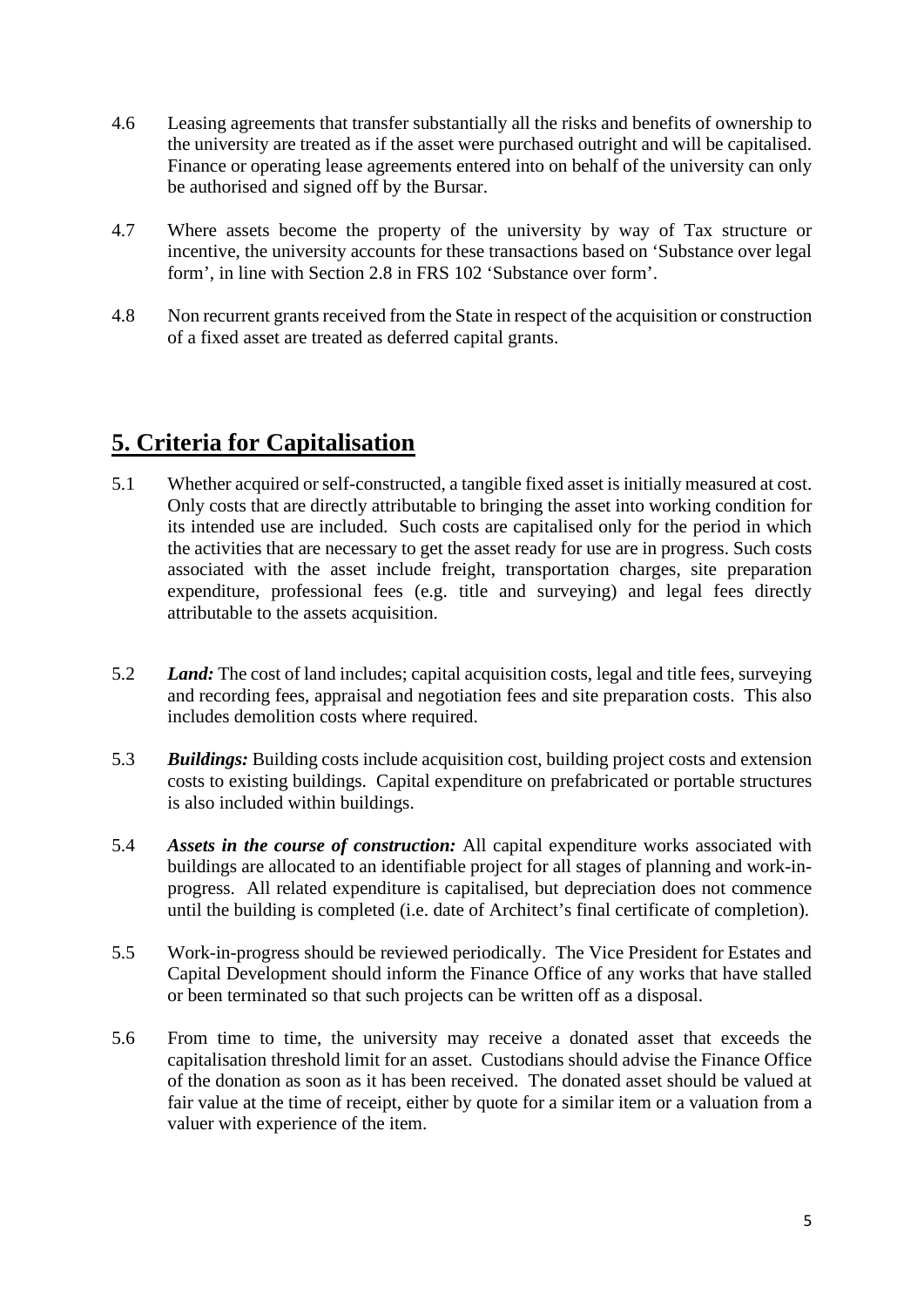4.6 Leasing agreements that transfer substantially all the risks and benefits of ownership to the university are treated as if the asset were purchased outright and will be capitalised. Finance or operating lease agreements entered into on behalf of the university can only be authorised and signed off by the Bursar.

4.7 Where assets become the property of the university by way of Tax structure or incentive, the university accounts for these transactions based on 'Substance over legal form', in line with Section 2.8 in FRS 102 'Substance over form'.

4.8 Non recurrent grants received from the State in respect of the acquisition or construction of a fixed asset are treated as deferred capital grants.

## 5. Criteria for Capitalisation

5.1 Whether acquired or self-constructed, a tangible fixed asset is initially measured at cost. Only costs that are directly attributable to bringing the asset into working condition for its intended use are included. Such costs are capitalised only for the period in which the activities that are necessary to get the asset ready for use are in progress. Such costs associated with the asset include freight, transportation charges, site preparation expenditure, professional fees (e.g. title and surveying) and legal fees directly attributable to the assets acquisition.

5.2 ***Land:*** The cost of land includes; capital acquisition costs, legal and title fees, surveying and recording fees, appraisal and negotiation fees and site preparation costs. This also includes demolition costs where required.

5.3 ***Buildings:*** Building costs include acquisition cost, building project costs and extension costs to existing buildings. Capital expenditure on prefabricated or portable structures is also included within buildings.

5.4 ***Assets in the course of construction:*** All capital expenditure works associated with buildings are allocated to an identifiable project for all stages of planning and work-in-progress. All related expenditure is capitalised, but depreciation does not commence until the building is completed (i.e. date of Architect's final certificate of completion).

5.5 Work-in-progress should be reviewed periodically. The Vice President for Estates and Capital Development should inform the Finance Office of any works that have stalled or been terminated so that such projects can be written off as a disposal.

5.6 From time to time, the university may receive a donated asset that exceeds the capitalisation threshold limit for an asset. Custodians should advise the Finance Office of the donation as soon as it has been received. The donated asset should be valued at fair value at the time of receipt, either by quote for a similar item or a valuation from a valuer with experience of the item.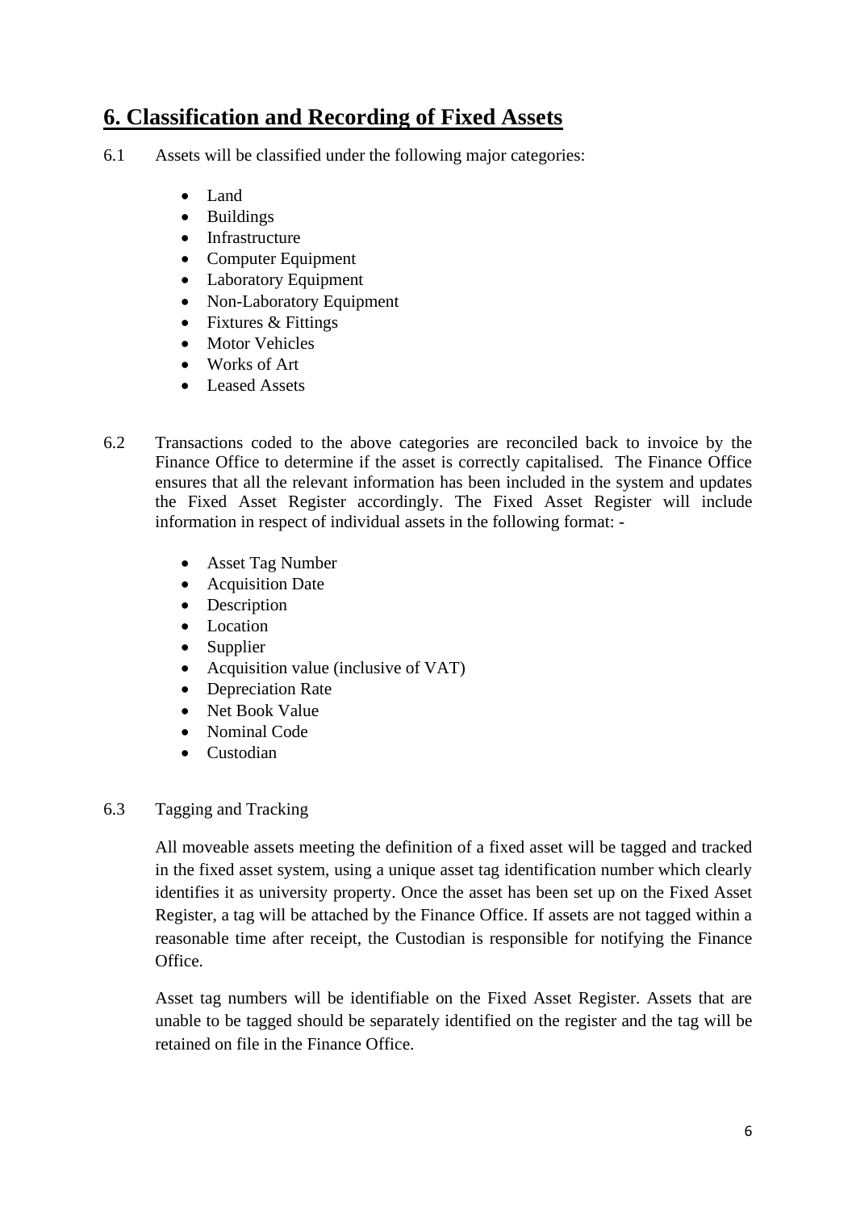# 6. Classification and Recording of Fixed Assets

6.1 Assets will be classified under the following major categories:

- Land
- Buildings
- Infrastructure
- Computer Equipment
- Laboratory Equipment
- Non-Laboratory Equipment
- Fixtures & Fittings
- Motor Vehicles
- Works of Art
- Leased Assets

6.2 Transactions coded to the above categories are reconciled back to invoice by the Finance Office to determine if the asset is correctly capitalised. The Finance Office ensures that all the relevant information has been included in the system and updates the Fixed Asset Register accordingly. The Fixed Asset Register will include information in respect of individual assets in the following format: -

- Asset Tag Number
- Acquisition Date
- Description
- Location
- Supplier
- Acquisition value (inclusive of VAT)
- Depreciation Rate
- Net Book Value
- Nominal Code
- Custodian

6.3 Tagging and Tracking

All moveable assets meeting the definition of a fixed asset will be tagged and tracked in the fixed asset system, using a unique asset tag identification number which clearly identifies it as university property. Once the asset has been set up on the Fixed Asset Register, a tag will be attached by the Finance Office. If assets are not tagged within a reasonable time after receipt, the Custodian is responsible for notifying the Finance Office.

Asset tag numbers will be identifiable on the Fixed Asset Register. Assets that are unable to be tagged should be separately identified on the register and the tag will be retained on file in the Finance Office.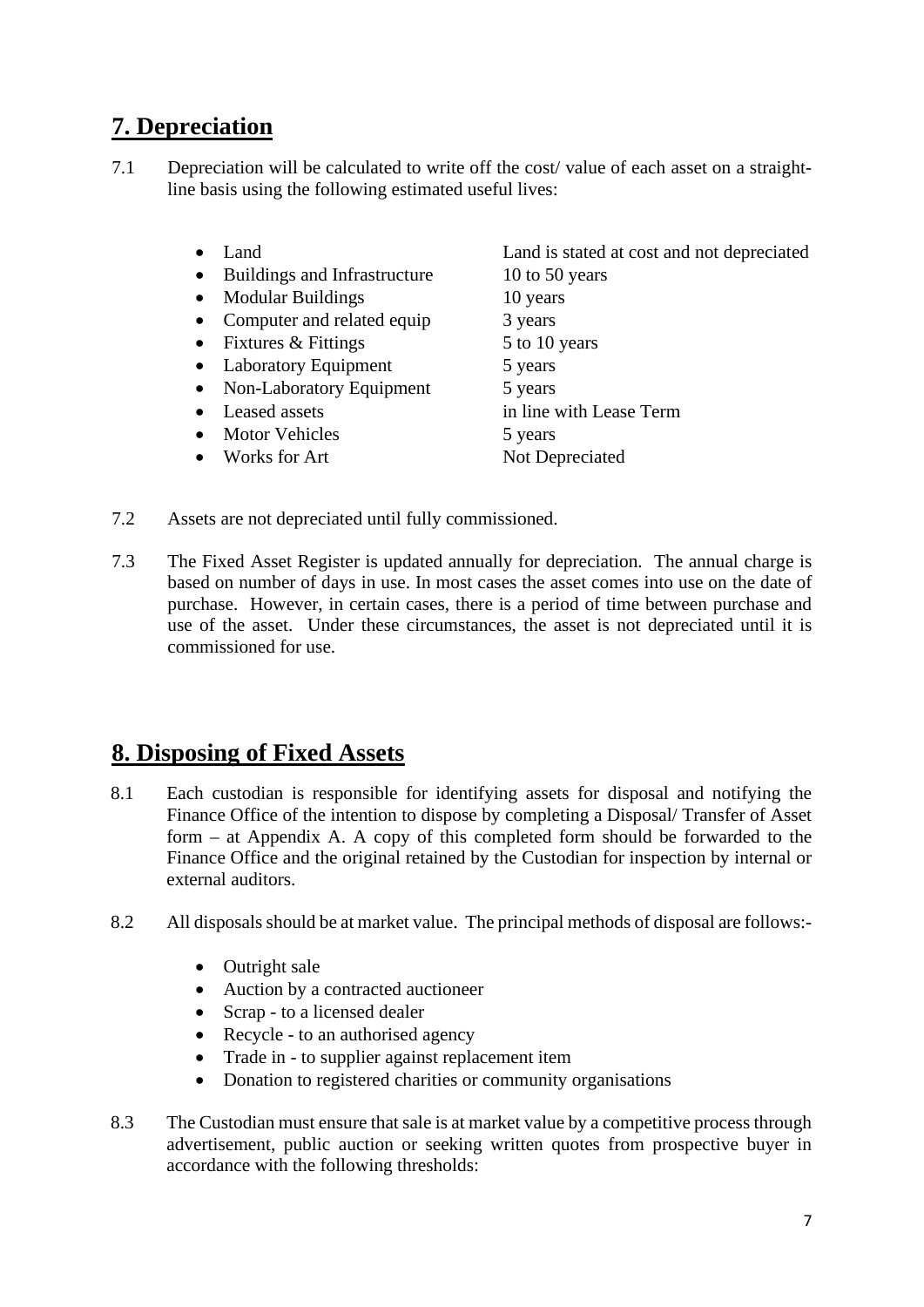## 7. Depreciation

7.1 Depreciation will be calculated to write off the cost/ value of each asset on a straight-line basis using the following estimated useful lives:

| | |
|---|---|
| • Land | Land is stated at cost and not depreciated |
| • Buildings and Infrastructure | 10 to 50 years |
| • Modular Buildings | 10 years |
| • Computer and related equip | 3 years |
| • Fixtures & Fittings | 5 to 10 years |
| • Laboratory Equipment | 5 years |
| • Non-Laboratory Equipment | 5 years |
| • Leased assets | in line with Lease Term |
| • Motor Vehicles | 5 years |
| • Works for Art | Not Depreciated |

7.2 Assets are not depreciated until fully commissioned.

7.3 The Fixed Asset Register is updated annually for depreciation. The annual charge is based on number of days in use. In most cases the asset comes into use on the date of purchase. However, in certain cases, there is a period of time between purchase and use of the asset. Under these circumstances, the asset is not depreciated until it is commissioned for use.

## 8. Disposing of Fixed Assets

8.1 Each custodian is responsible for identifying assets for disposal and notifying the Finance Office of the intention to dispose by completing a Disposal/ Transfer of Asset form – at Appendix A. A copy of this completed form should be forwarded to the Finance Office and the original retained by the Custodian for inspection by internal or external auditors.

8.2 All disposals should be at market value. The principal methods of disposal are follows:-

- Outright sale
- Auction by a contracted auctioneer
- Scrap - to a licensed dealer
- Recycle - to an authorised agency
- Trade in - to supplier against replacement item
- Donation to registered charities or community organisations

8.3 The Custodian must ensure that sale is at market value by a competitive process through advertisement, public auction or seeking written quotes from prospective buyer in accordance with the following thresholds: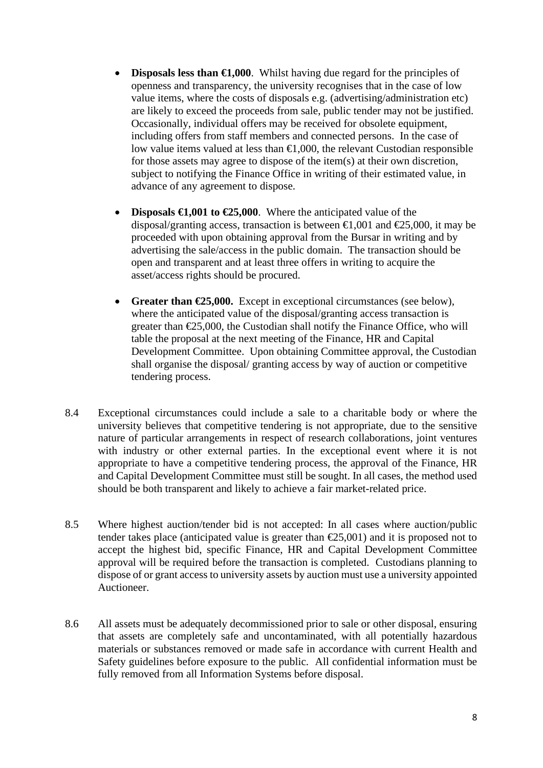- **Disposals less than €1,000**. Whilst having due regard for the principles of openness and transparency, the university recognises that in the case of low value items, where the costs of disposals e.g. (advertising/administration etc) are likely to exceed the proceeds from sale, public tender may not be justified. Occasionally, individual offers may be received for obsolete equipment, including offers from staff members and connected persons. In the case of low value items valued at less than €1,000, the relevant Custodian responsible for those assets may agree to dispose of the item(s) at their own discretion, subject to notifying the Finance Office in writing of their estimated value, in advance of any agreement to dispose.

- **Disposals €1,001 to €25,000**. Where the anticipated value of the disposal/granting access, transaction is between €1,001 and €25,000, it may be proceeded with upon obtaining approval from the Bursar in writing and by advertising the sale/access in the public domain. The transaction should be open and transparent and at least three offers in writing to acquire the asset/access rights should be procured.

- **Greater than €25,000.** Except in exceptional circumstances (see below), where the anticipated value of the disposal/granting access transaction is greater than €25,000, the Custodian shall notify the Finance Office, who will table the proposal at the next meeting of the Finance, HR and Capital Development Committee. Upon obtaining Committee approval, the Custodian shall organise the disposal/ granting access by way of auction or competitive tendering process.

8.4 Exceptional circumstances could include a sale to a charitable body or where the university believes that competitive tendering is not appropriate, due to the sensitive nature of particular arrangements in respect of research collaborations, joint ventures with industry or other external parties. In the exceptional event where it is not appropriate to have a competitive tendering process, the approval of the Finance, HR and Capital Development Committee must still be sought. In all cases, the method used should be both transparent and likely to achieve a fair market-related price.

8.5 Where highest auction/tender bid is not accepted: In all cases where auction/public tender takes place (anticipated value is greater than €25,001) and it is proposed not to accept the highest bid, specific Finance, HR and Capital Development Committee approval will be required before the transaction is completed. Custodians planning to dispose of or grant access to university assets by auction must use a university appointed Auctioneer.

8.6 All assets must be adequately decommissioned prior to sale or other disposal, ensuring that assets are completely safe and uncontaminated, with all potentially hazardous materials or substances removed or made safe in accordance with current Health and Safety guidelines before exposure to the public. All confidential information must be fully removed from all Information Systems before disposal.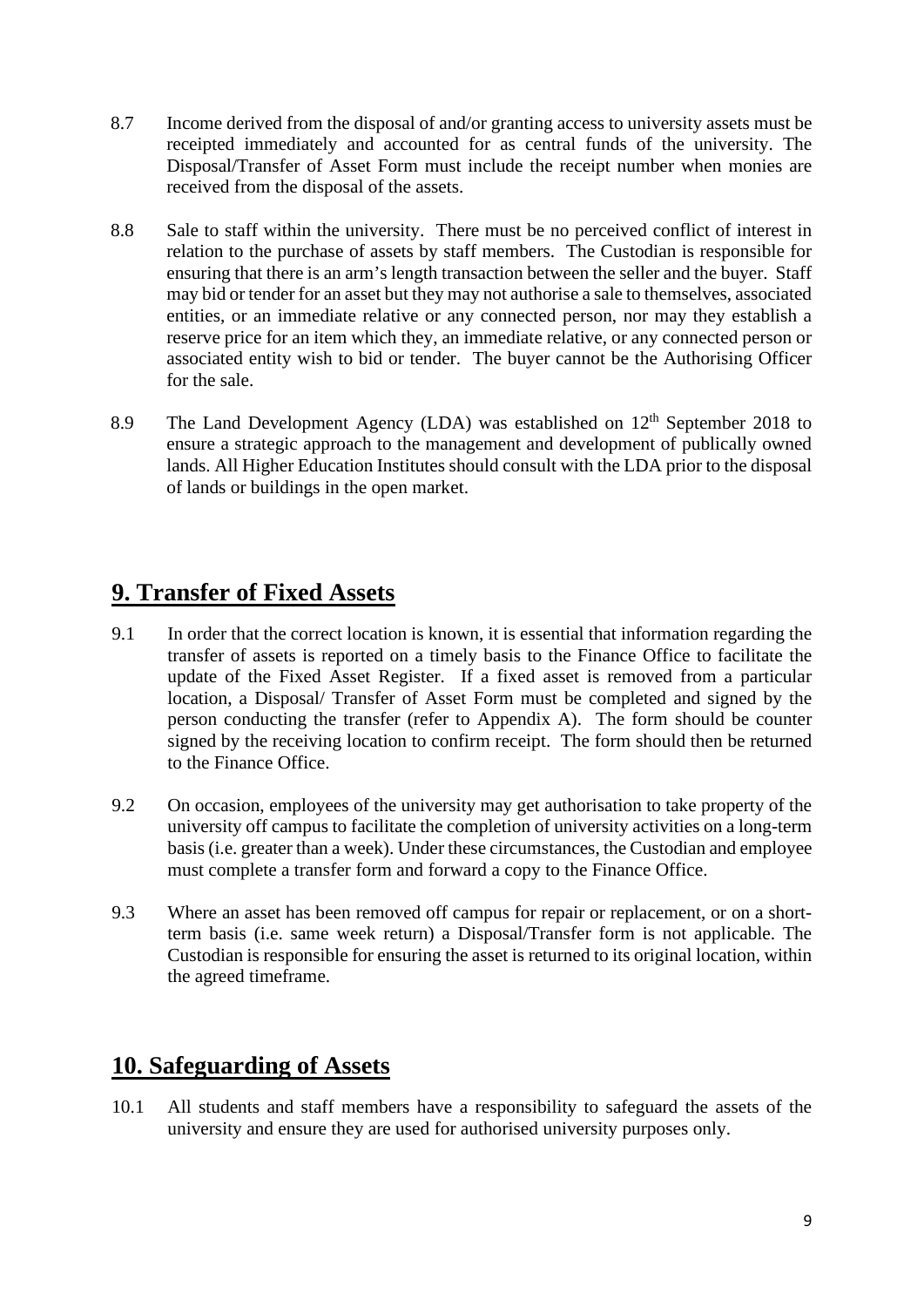8.7 Income derived from the disposal of and/or granting access to university assets must be receipted immediately and accounted for as central funds of the university. The Disposal/Transfer of Asset Form must include the receipt number when monies are received from the disposal of the assets.

8.8 Sale to staff within the university. There must be no perceived conflict of interest in relation to the purchase of assets by staff members. The Custodian is responsible for ensuring that there is an arm's length transaction between the seller and the buyer. Staff may bid or tender for an asset but they may not authorise a sale to themselves, associated entities, or an immediate relative or any connected person, nor may they establish a reserve price for an item which they, an immediate relative, or any connected person or associated entity wish to bid or tender. The buyer cannot be the Authorising Officer for the sale.

8.9 The Land Development Agency (LDA) was established on 12th September 2018 to ensure a strategic approach to the management and development of publically owned lands. All Higher Education Institutes should consult with the LDA prior to the disposal of lands or buildings in the open market.

## 9. Transfer of Fixed Assets

9.1 In order that the correct location is known, it is essential that information regarding the transfer of assets is reported on a timely basis to the Finance Office to facilitate the update of the Fixed Asset Register. If a fixed asset is removed from a particular location, a Disposal/ Transfer of Asset Form must be completed and signed by the person conducting the transfer (refer to Appendix A). The form should be counter signed by the receiving location to confirm receipt. The form should then be returned to the Finance Office.

9.2 On occasion, employees of the university may get authorisation to take property of the university off campus to facilitate the completion of university activities on a long-term basis (i.e. greater than a week). Under these circumstances, the Custodian and employee must complete a transfer form and forward a copy to the Finance Office.

9.3 Where an asset has been removed off campus for repair or replacement, or on a short-term basis (i.e. same week return) a Disposal/Transfer form is not applicable. The Custodian is responsible for ensuring the asset is returned to its original location, within the agreed timeframe.

## 10. Safeguarding of Assets

10.1 All students and staff members have a responsibility to safeguard the assets of the university and ensure they are used for authorised university purposes only.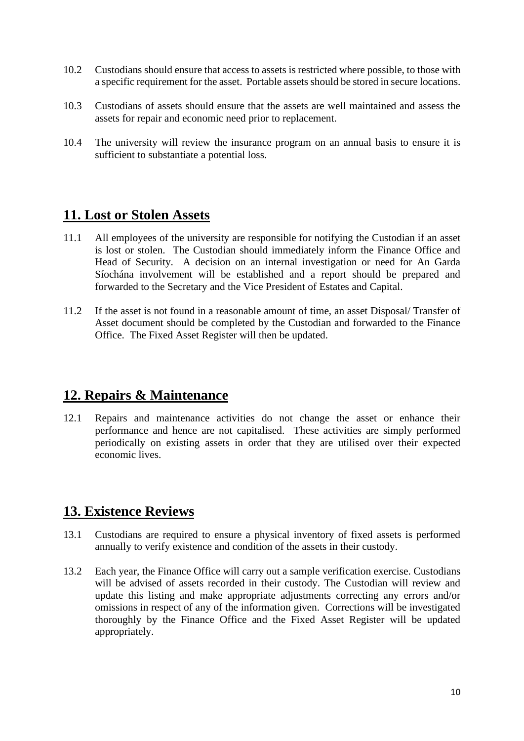10.2 Custodians should ensure that access to assets is restricted where possible, to those with a specific requirement for the asset. Portable assets should be stored in secure locations.

10.3 Custodians of assets should ensure that the assets are well maintained and assess the assets for repair and economic need prior to replacement.

10.4 The university will review the insurance program on an annual basis to ensure it is sufficient to substantiate a potential loss.

## 11. Lost or Stolen Assets

11.1 All employees of the university are responsible for notifying the Custodian if an asset is lost or stolen. The Custodian should immediately inform the Finance Office and Head of Security. A decision on an internal investigation or need for An Garda Síochána involvement will be established and a report should be prepared and forwarded to the Secretary and the Vice President of Estates and Capital.

11.2 If the asset is not found in a reasonable amount of time, an asset Disposal/ Transfer of Asset document should be completed by the Custodian and forwarded to the Finance Office. The Fixed Asset Register will then be updated.

## 12. Repairs & Maintenance

12.1 Repairs and maintenance activities do not change the asset or enhance their performance and hence are not capitalised. These activities are simply performed periodically on existing assets in order that they are utilised over their expected economic lives.

## 13. Existence Reviews

13.1 Custodians are required to ensure a physical inventory of fixed assets is performed annually to verify existence and condition of the assets in their custody.

13.2 Each year, the Finance Office will carry out a sample verification exercise. Custodians will be advised of assets recorded in their custody. The Custodian will review and update this listing and make appropriate adjustments correcting any errors and/or omissions in respect of any of the information given. Corrections will be investigated thoroughly by the Finance Office and the Fixed Asset Register will be updated appropriately.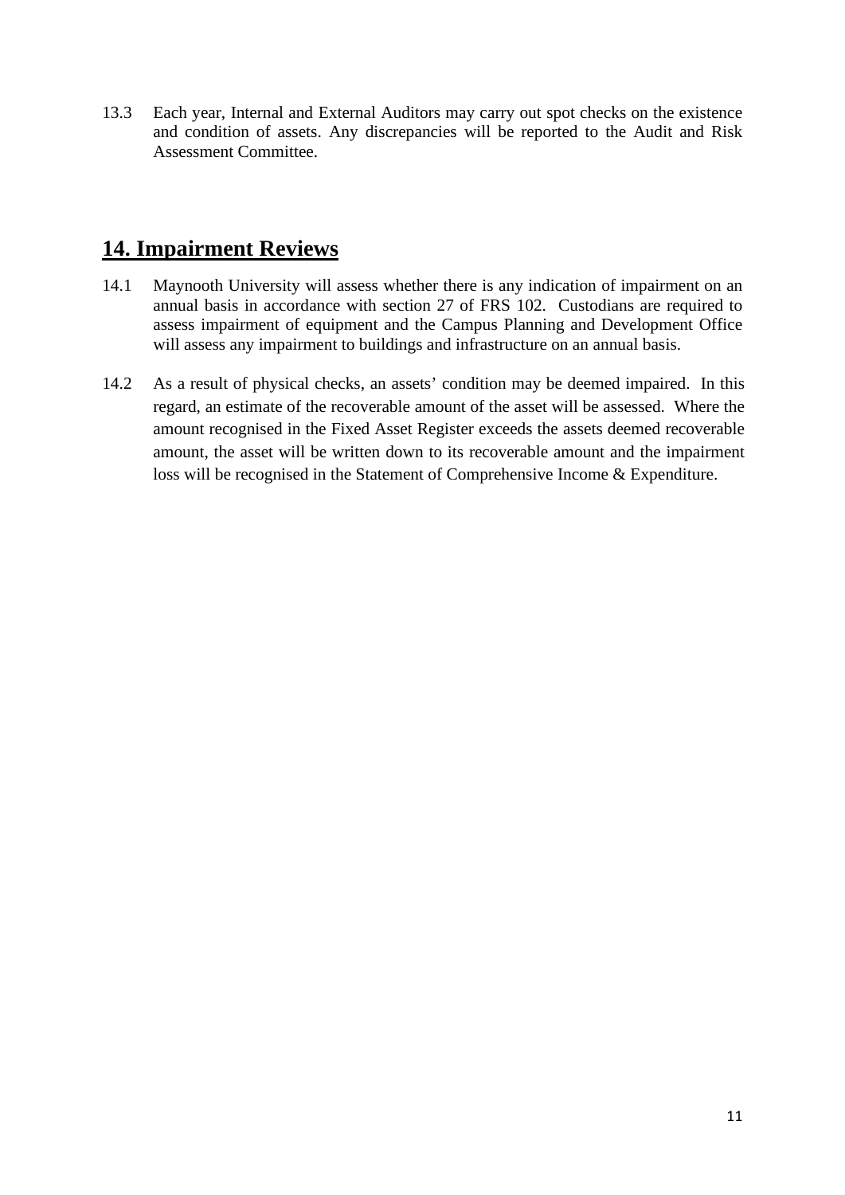13.3 Each year, Internal and External Auditors may carry out spot checks on the existence and condition of assets. Any discrepancies will be reported to the Audit and Risk Assessment Committee.

## 14. Impairment Reviews

14.1 Maynooth University will assess whether there is any indication of impairment on an annual basis in accordance with section 27 of FRS 102. Custodians are required to assess impairment of equipment and the Campus Planning and Development Office will assess any impairment to buildings and infrastructure on an annual basis.

14.2 As a result of physical checks, an assets' condition may be deemed impaired. In this regard, an estimate of the recoverable amount of the asset will be assessed. Where the amount recognised in the Fixed Asset Register exceeds the assets deemed recoverable amount, the asset will be written down to its recoverable amount and the impairment loss will be recognised in the Statement of Comprehensive Income & Expenditure.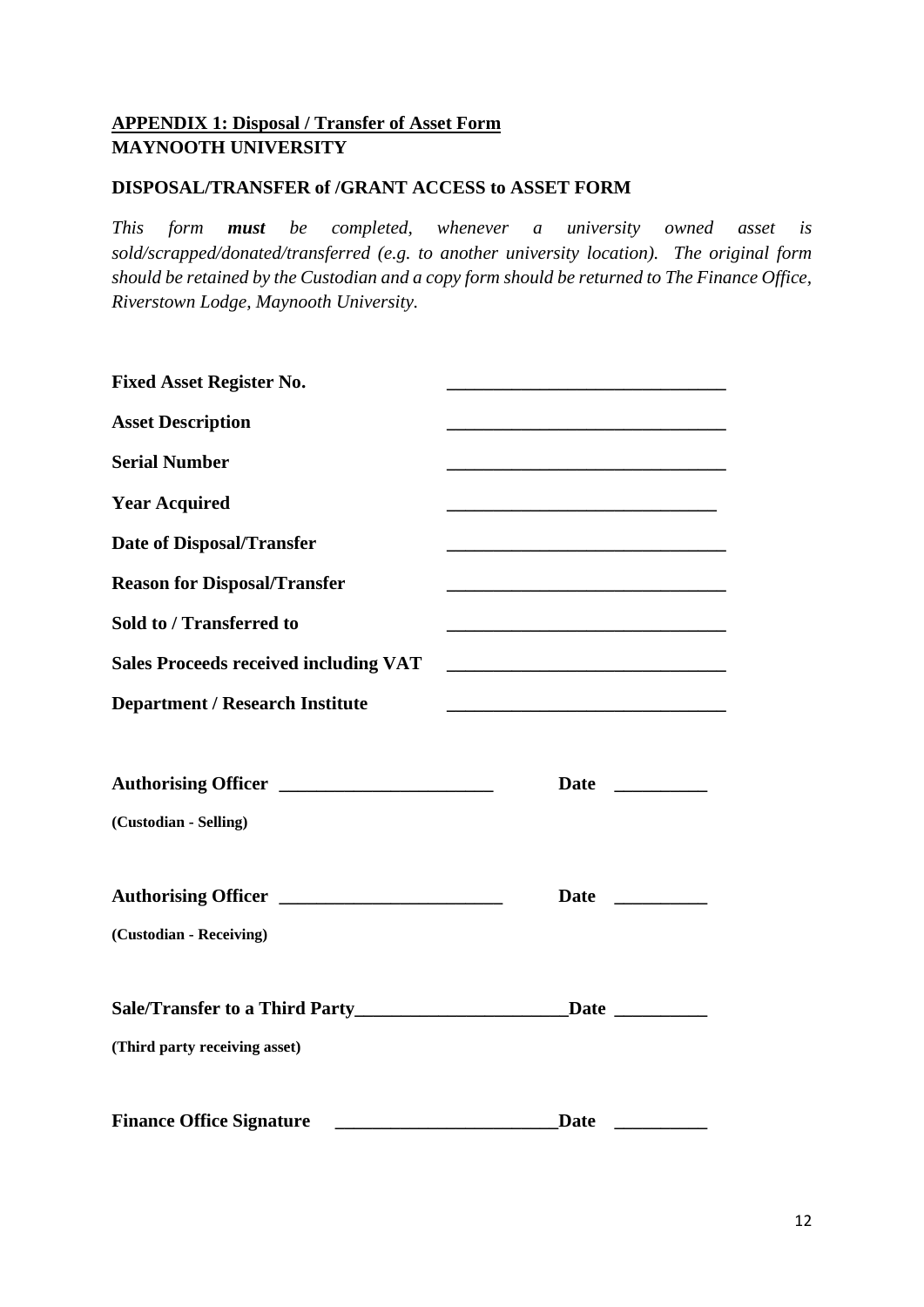**APPENDIX 1: Disposal / Transfer of Asset Form**
**MAYNOOTH UNIVERSITY**

**DISPOSAL/TRANSFER of /GRANT ACCESS to ASSET FORM**

*This form **must** be completed, whenever a university owned asset is sold/scrapped/donated/transferred (e.g. to another university location). The original form should be retained by the Custodian and a copy form should be returned to The Finance Office, Riverstown Lodge, Maynooth University.*

**Fixed Asset Register No.** ______________________________

**Asset Description** ______________________________

**Serial Number** ______________________________

**Year Acquired** _____________________________

**Date of Disposal/Transfer** ______________________________

**Reason for Disposal/Transfer** ______________________________

**Sold to / Transferred to** ______________________________

**Sales Proceeds received including VAT** ______________________________

**Department / Research Institute** ______________________________

**Authorising Officer** ______________________ **Date** __________

**(Custodian - Selling)**

**Authorising Officer** _______________________ **Date** __________

**(Custodian - Receiving)**

**Sale/Transfer to a Third Party**______________________**Date** __________

**(Third party receiving asset)**

**Finance Office Signature** _______________________**Date** __________